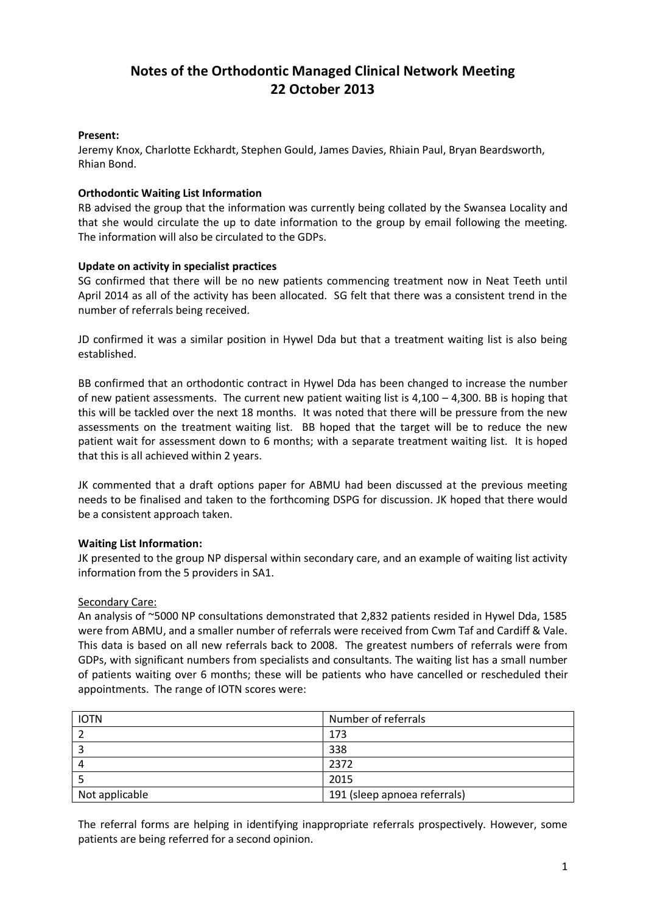# Notes of the Orthodontic Managed Clinical Network Meeting
# 22 October 2013

**Present:**
Jeremy Knox, Charlotte Eckhardt, Stephen Gould, James Davies, Rhiain Paul, Bryan Beardsworth, Rhian Bond.

**Orthodontic Waiting List Information**
RB advised the group that the information was currently being collated by the Swansea Locality and that she would circulate the up to date information to the group by email following the meeting. The information will also be circulated to the GDPs.

**Update on activity in specialist practices**
SG confirmed that there will be no new patients commencing treatment now in Neat Teeth until April 2014 as all of the activity has been allocated. SG felt that there was a consistent trend in the number of referrals being received.

JD confirmed it was a similar position in Hywel Dda but that a treatment waiting list is also being established.

BB confirmed that an orthodontic contract in Hywel Dda has been changed to increase the number of new patient assessments. The current new patient waiting list is 4,100 – 4,300. BB is hoping that this will be tackled over the next 18 months. It was noted that there will be pressure from the new assessments on the treatment waiting list. BB hoped that the target will be to reduce the new patient wait for assessment down to 6 months; with a separate treatment waiting list. It is hoped that this is all achieved within 2 years.

JK commented that a draft options paper for ABMU had been discussed at the previous meeting needs to be finalised and taken to the forthcoming DSPG for discussion. JK hoped that there would be a consistent approach taken.

**Waiting List Information:**
JK presented to the group NP dispersal within secondary care, and an example of waiting list activity information from the 5 providers in SA1.

<u>Secondary Care:</u>
An analysis of ~5000 NP consultations demonstrated that 2,832 patients resided in Hywel Dda, 1585 were from ABMU, and a smaller number of referrals were received from Cwm Taf and Cardiff & Vale. This data is based on all new referrals back to 2008. The greatest numbers of referrals were from GDPs, with significant numbers from specialists and consultants. The waiting list has a small number of patients waiting over 6 months; these will be patients who have cancelled or rescheduled their appointments. The range of IOTN scores were:

| IOTN | Number of referrals |
| --- | --- |
| 2 | 173 |
| 3 | 338 |
| 4 | 2372 |
| 5 | 2015 |
| Not applicable | 191 (sleep apnoea referrals) |

The referral forms are helping in identifying inappropriate referrals prospectively. However, some patients are being referred for a second opinion.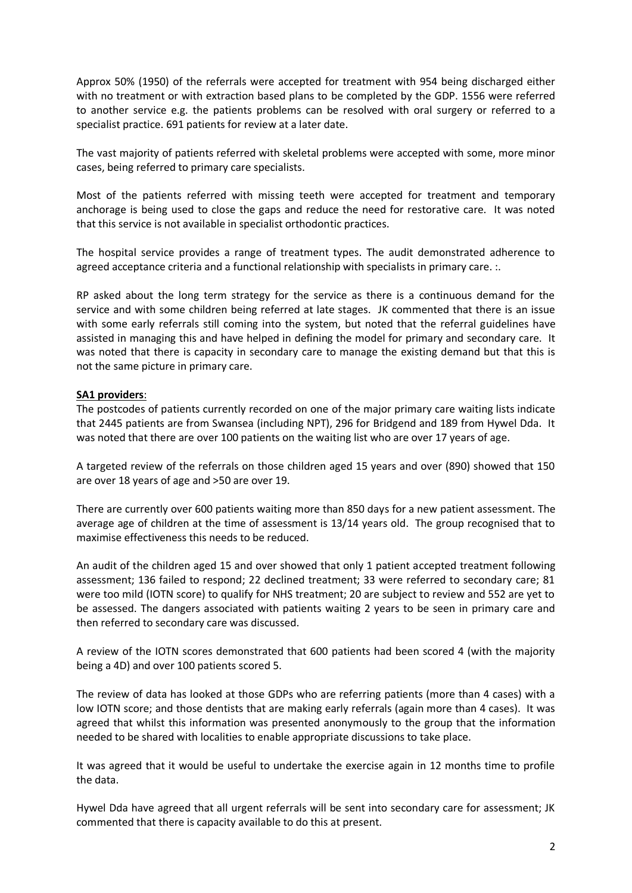Approx 50% (1950) of the referrals were accepted for treatment with 954 being discharged either with no treatment or with extraction based plans to be completed by the GDP. 1556 were referred to another service e.g. the patients problems can be resolved with oral surgery or referred to a specialist practice. 691 patients for review at a later date.

The vast majority of patients referred with skeletal problems were accepted with some, more minor cases, being referred to primary care specialists.

Most of the patients referred with missing teeth were accepted for treatment and temporary anchorage is being used to close the gaps and reduce the need for restorative care. It was noted that this service is not available in specialist orthodontic practices.

The hospital service provides a range of treatment types. The audit demonstrated adherence to agreed acceptance criteria and a functional relationship with specialists in primary care. :.

RP asked about the long term strategy for the service as there is a continuous demand for the service and with some children being referred at late stages. JK commented that there is an issue with some early referrals still coming into the system, but noted that the referral guidelines have assisted in managing this and have helped in defining the model for primary and secondary care. It was noted that there is capacity in secondary care to manage the existing demand but that this is not the same picture in primary care.

**<u>SA1 providers</u>**:

The postcodes of patients currently recorded on one of the major primary care waiting lists indicate that 2445 patients are from Swansea (including NPT), 296 for Bridgend and 189 from Hywel Dda. It was noted that there are over 100 patients on the waiting list who are over 17 years of age.

A targeted review of the referrals on those children aged 15 years and over (890) showed that 150 are over 18 years of age and >50 are over 19.

There are currently over 600 patients waiting more than 850 days for a new patient assessment. The average age of children at the time of assessment is 13/14 years old. The group recognised that to maximise effectiveness this needs to be reduced.

An audit of the children aged 15 and over showed that only 1 patient accepted treatment following assessment; 136 failed to respond; 22 declined treatment; 33 were referred to secondary care; 81 were too mild (IOTN score) to qualify for NHS treatment; 20 are subject to review and 552 are yet to be assessed. The dangers associated with patients waiting 2 years to be seen in primary care and then referred to secondary care was discussed.

A review of the IOTN scores demonstrated that 600 patients had been scored 4 (with the majority being a 4D) and over 100 patients scored 5.

The review of data has looked at those GDPs who are referring patients (more than 4 cases) with a low IOTN score; and those dentists that are making early referrals (again more than 4 cases). It was agreed that whilst this information was presented anonymously to the group that the information needed to be shared with localities to enable appropriate discussions to take place.

It was agreed that it would be useful to undertake the exercise again in 12 months time to profile the data.

Hywel Dda have agreed that all urgent referrals will be sent into secondary care for assessment; JK commented that there is capacity available to do this at present.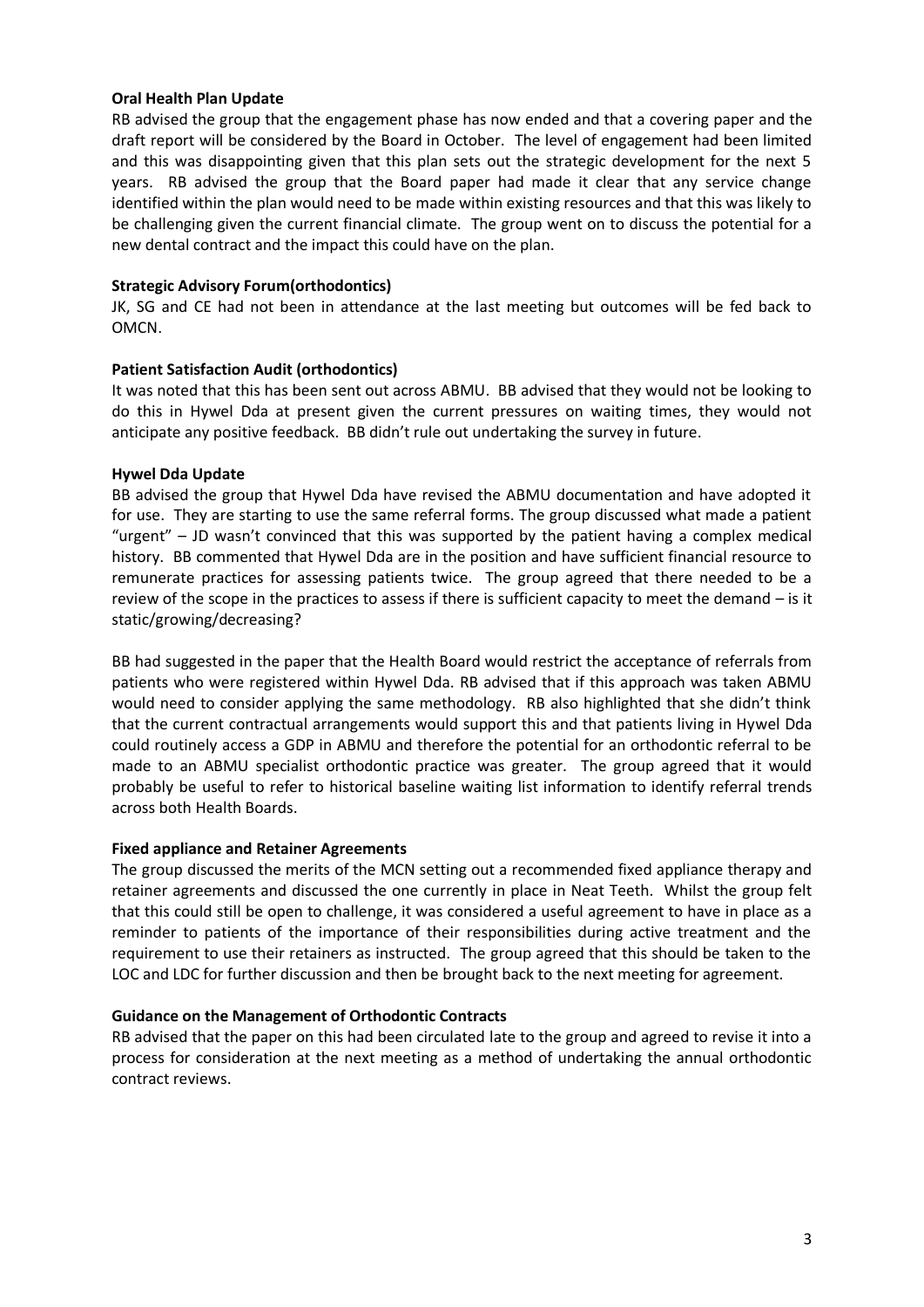**Oral Health Plan Update**

RB advised the group that the engagement phase has now ended and that a covering paper and the draft report will be considered by the Board in October. The level of engagement had been limited and this was disappointing given that this plan sets out the strategic development for the next 5 years. RB advised the group that the Board paper had made it clear that any service change identified within the plan would need to be made within existing resources and that this was likely to be challenging given the current financial climate. The group went on to discuss the potential for a new dental contract and the impact this could have on the plan.

**Strategic Advisory Forum(orthodontics)**

JK, SG and CE had not been in attendance at the last meeting but outcomes will be fed back to OMCN.

**Patient Satisfaction Audit (orthodontics)**

It was noted that this has been sent out across ABMU. BB advised that they would not be looking to do this in Hywel Dda at present given the current pressures on waiting times, they would not anticipate any positive feedback. BB didn't rule out undertaking the survey in future.

**Hywel Dda Update**

BB advised the group that Hywel Dda have revised the ABMU documentation and have adopted it for use. They are starting to use the same referral forms. The group discussed what made a patient "urgent" – JD wasn't convinced that this was supported by the patient having a complex medical history. BB commented that Hywel Dda are in the position and have sufficient financial resource to remunerate practices for assessing patients twice. The group agreed that there needed to be a review of the scope in the practices to assess if there is sufficient capacity to meet the demand – is it static/growing/decreasing?

BB had suggested in the paper that the Health Board would restrict the acceptance of referrals from patients who were registered within Hywel Dda. RB advised that if this approach was taken ABMU would need to consider applying the same methodology. RB also highlighted that she didn't think that the current contractual arrangements would support this and that patients living in Hywel Dda could routinely access a GDP in ABMU and therefore the potential for an orthodontic referral to be made to an ABMU specialist orthodontic practice was greater. The group agreed that it would probably be useful to refer to historical baseline waiting list information to identify referral trends across both Health Boards.

**Fixed appliance and Retainer Agreements**

The group discussed the merits of the MCN setting out a recommended fixed appliance therapy and retainer agreements and discussed the one currently in place in Neat Teeth. Whilst the group felt that this could still be open to challenge, it was considered a useful agreement to have in place as a reminder to patients of the importance of their responsibilities during active treatment and the requirement to use their retainers as instructed. The group agreed that this should be taken to the LOC and LDC for further discussion and then be brought back to the next meeting for agreement.

**Guidance on the Management of Orthodontic Contracts**

RB advised that the paper on this had been circulated late to the group and agreed to revise it into a process for consideration at the next meeting as a method of undertaking the annual orthodontic contract reviews.